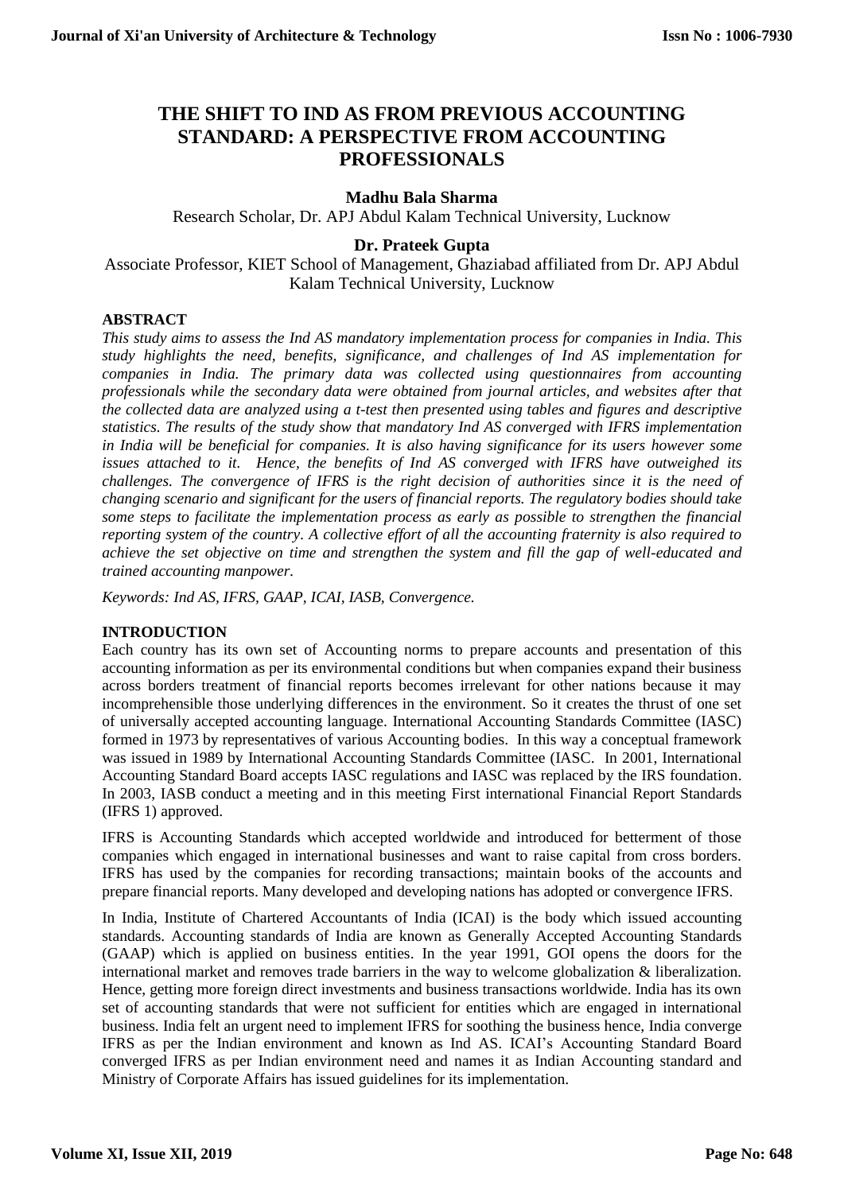# THE SHIFT TO IND AS FROM PREVIOUS ACCOUNTING STANDARD: A PERSPECTIVE FROM ACCOUNTING PROFESSIONALS

**Madhu Bala Sharma**

Research Scholar, Dr. APJ Abdul Kalam Technical University, Lucknow

**Dr. Prateek Gupta**

Associate Professor, KIET School of Management, Ghaziabad affiliated from Dr. APJ Abdul Kalam Technical University, Lucknow

## ABSTRACT

*This study aims to assess the Ind AS mandatory implementation process for companies in India. This study highlights the need, benefits, significance, and challenges of Ind AS implementation for companies in India. The primary data was collected using questionnaires from accounting professionals while the secondary data were obtained from journal articles, and websites after that the collected data are analyzed using a t-test then presented using tables and figures and descriptive statistics. The results of the study show that mandatory Ind AS converged with IFRS implementation in India will be beneficial for companies. It is also having significance for its users however some issues attached to it. Hence, the benefits of Ind AS converged with IFRS have outweighed its challenges. The convergence of IFRS is the right decision of authorities since it is the need of changing scenario and significant for the users of financial reports. The regulatory bodies should take some steps to facilitate the implementation process as early as possible to strengthen the financial reporting system of the country. A collective effort of all the accounting fraternity is also required to achieve the set objective on time and strengthen the system and fill the gap of well-educated and trained accounting manpower.*

*Keywords: Ind AS, IFRS, GAAP, ICAI, IASB, Convergence.*

## INTRODUCTION

Each country has its own set of Accounting norms to prepare accounts and presentation of this accounting information as per its environmental conditions but when companies expand their business across borders treatment of financial reports becomes irrelevant for other nations because it may incomprehensible those underlying differences in the environment. So it creates the thrust of one set of universally accepted accounting language. International Accounting Standards Committee (IASC) formed in 1973 by representatives of various Accounting bodies. In this way a conceptual framework was issued in 1989 by International Accounting Standards Committee (IASC. In 2001, International Accounting Standard Board accepts IASC regulations and IASC was replaced by the IRS foundation. In 2003, IASB conduct a meeting and in this meeting First international Financial Report Standards (IFRS 1) approved.

IFRS is Accounting Standards which accepted worldwide and introduced for betterment of those companies which engaged in international businesses and want to raise capital from cross borders. IFRS has used by the companies for recording transactions; maintain books of the accounts and prepare financial reports. Many developed and developing nations has adopted or convergence IFRS.

In India, Institute of Chartered Accountants of India (ICAI) is the body which issued accounting standards. Accounting standards of India are known as Generally Accepted Accounting Standards (GAAP) which is applied on business entities. In the year 1991, GOI opens the doors for the international market and removes trade barriers in the way to welcome globalization & liberalization. Hence, getting more foreign direct investments and business transactions worldwide. India has its own set of accounting standards that were not sufficient for entities which are engaged in international business. India felt an urgent need to implement IFRS for soothing the business hence, India converge IFRS as per the Indian environment and known as Ind AS. ICAI's Accounting Standard Board converged IFRS as per Indian environment need and names it as Indian Accounting standard and Ministry of Corporate Affairs has issued guidelines for its implementation.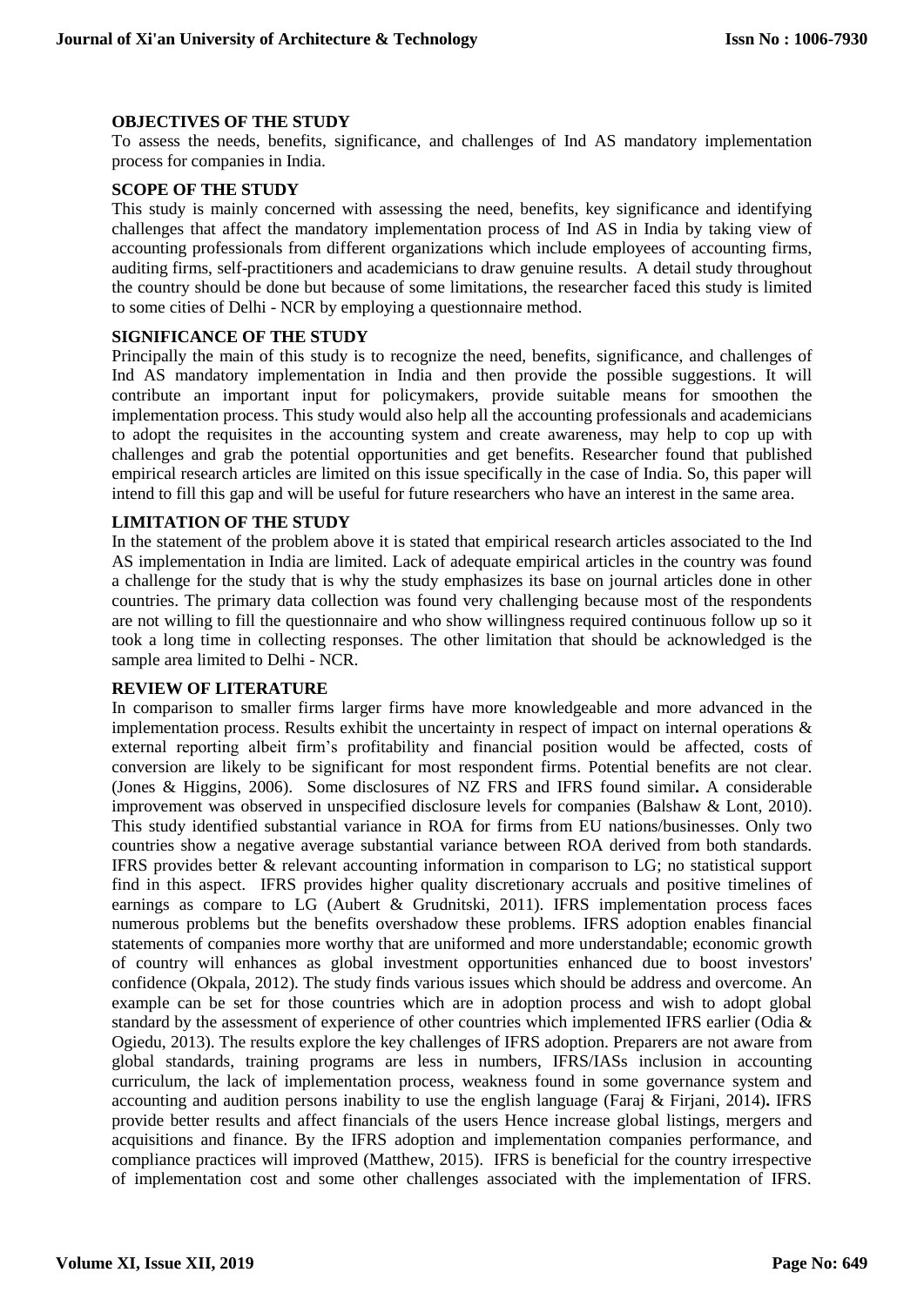**OBJECTIVES OF THE STUDY**

To assess the needs, benefits, significance, and challenges of Ind AS mandatory implementation process for companies in India.

**SCOPE OF THE STUDY**

This study is mainly concerned with assessing the need, benefits, key significance and identifying challenges that affect the mandatory implementation process of Ind AS in India by taking view of accounting professionals from different organizations which include employees of accounting firms, auditing firms, self-practitioners and academicians to draw genuine results. A detail study throughout the country should be done but because of some limitations, the researcher faced this study is limited to some cities of Delhi - NCR by employing a questionnaire method.

**SIGNIFICANCE OF THE STUDY**

Principally the main of this study is to recognize the need, benefits, significance, and challenges of Ind AS mandatory implementation in India and then provide the possible suggestions. It will contribute an important input for policymakers, provide suitable means for smoothen the implementation process. This study would also help all the accounting professionals and academicians to adopt the requisites in the accounting system and create awareness, may help to cop up with challenges and grab the potential opportunities and get benefits. Researcher found that published empirical research articles are limited on this issue specifically in the case of India. So, this paper will intend to fill this gap and will be useful for future researchers who have an interest in the same area.

**LIMITATION OF THE STUDY**

In the statement of the problem above it is stated that empirical research articles associated to the Ind AS implementation in India are limited. Lack of adequate empirical articles in the country was found a challenge for the study that is why the study emphasizes its base on journal articles done in other countries. The primary data collection was found very challenging because most of the respondents are not willing to fill the questionnaire and who show willingness required continuous follow up so it took a long time in collecting responses. The other limitation that should be acknowledged is the sample area limited to Delhi - NCR.

**REVIEW OF LITERATURE**

In comparison to smaller firms larger firms have more knowledgeable and more advanced in the implementation process. Results exhibit the uncertainty in respect of impact on internal operations & external reporting albeit firm's profitability and financial position would be affected, costs of conversion are likely to be significant for most respondent firms. Potential benefits are not clear. (Jones & Higgins, 2006). Some disclosures of NZ FRS and IFRS found similar**.** A considerable improvement was observed in unspecified disclosure levels for companies (Balshaw & Lont, 2010). This study identified substantial variance in ROA for firms from EU nations/businesses. Only two countries show a negative average substantial variance between ROA derived from both standards. IFRS provides better & relevant accounting information in comparison to LG; no statistical support find in this aspect. IFRS provides higher quality discretionary accruals and positive timelines of earnings as compare to LG (Aubert & Grudnitski, 2011). IFRS implementation process faces numerous problems but the benefits overshadow these problems. IFRS adoption enables financial statements of companies more worthy that are uniformed and more understandable; economic growth of country will enhances as global investment opportunities enhanced due to boost investors' confidence (Okpala, 2012). The study finds various issues which should be address and overcome. An example can be set for those countries which are in adoption process and wish to adopt global standard by the assessment of experience of other countries which implemented IFRS earlier (Odia & Ogiedu, 2013). The results explore the key challenges of IFRS adoption. Preparers are not aware from global standards, training programs are less in numbers, IFRS/IASs inclusion in accounting curriculum, the lack of implementation process, weakness found in some governance system and accounting and audition persons inability to use the english language (Faraj & Firjani, 2014)**.** IFRS provide better results and affect financials of the users Hence increase global listings, mergers and acquisitions and finance. By the IFRS adoption and implementation companies performance, and compliance practices will improved (Matthew, 2015). IFRS is beneficial for the country irrespective of implementation cost and some other challenges associated with the implementation of IFRS.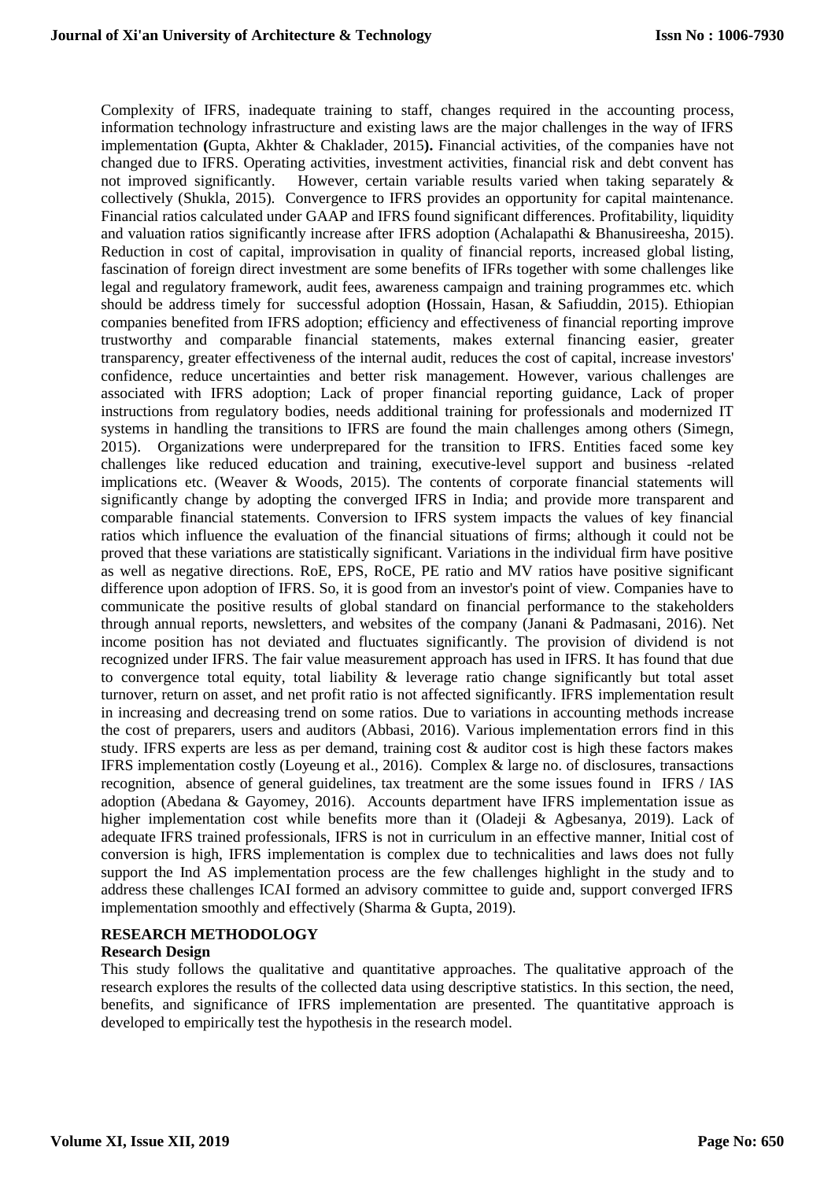Complexity of IFRS, inadequate training to staff, changes required in the accounting process, information technology infrastructure and existing laws are the major challenges in the way of IFRS implementation **(**Gupta, Akhter & Chaklader, 2015**).** Financial activities, of the companies have not changed due to IFRS. Operating activities, investment activities, financial risk and debt convent has not improved significantly. However, certain variable results varied when taking separately & collectively (Shukla, 2015). Convergence to IFRS provides an opportunity for capital maintenance. Financial ratios calculated under GAAP and IFRS found significant differences. Profitability, liquidity and valuation ratios significantly increase after IFRS adoption (Achalapathi & Bhanusireesha, 2015). Reduction in cost of capital, improvisation in quality of financial reports, increased global listing, fascination of foreign direct investment are some benefits of IFRs together with some challenges like legal and regulatory framework, audit fees, awareness campaign and training programmes etc. which should be address timely for successful adoption **(**Hossain, Hasan, & Safiuddin, 2015). Ethiopian companies benefited from IFRS adoption; efficiency and effectiveness of financial reporting improve trustworthy and comparable financial statements, makes external financing easier, greater transparency, greater effectiveness of the internal audit, reduces the cost of capital, increase investors' confidence, reduce uncertainties and better risk management. However, various challenges are associated with IFRS adoption; Lack of proper financial reporting guidance, Lack of proper instructions from regulatory bodies, needs additional training for professionals and modernized IT systems in handling the transitions to IFRS are found the main challenges among others (Simegn, 2015). Organizations were underprepared for the transition to IFRS. Entities faced some key challenges like reduced education and training, executive-level support and business -related implications etc. (Weaver & Woods, 2015). The contents of corporate financial statements will significantly change by adopting the converged IFRS in India; and provide more transparent and comparable financial statements. Conversion to IFRS system impacts the values of key financial ratios which influence the evaluation of the financial situations of firms; although it could not be proved that these variations are statistically significant. Variations in the individual firm have positive as well as negative directions. RoE, EPS, RoCE, PE ratio and MV ratios have positive significant difference upon adoption of IFRS. So, it is good from an investor's point of view. Companies have to communicate the positive results of global standard on financial performance to the stakeholders through annual reports, newsletters, and websites of the company (Janani & Padmasani, 2016). Net income position has not deviated and fluctuates significantly. The provision of dividend is not recognized under IFRS. The fair value measurement approach has used in IFRS. It has found that due to convergence total equity, total liability & leverage ratio change significantly but total asset turnover, return on asset, and net profit ratio is not affected significantly. IFRS implementation result in increasing and decreasing trend on some ratios. Due to variations in accounting methods increase the cost of preparers, users and auditors (Abbasi, 2016). Various implementation errors find in this study. IFRS experts are less as per demand, training cost & auditor cost is high these factors makes IFRS implementation costly (Loyeung et al., 2016). Complex & large no. of disclosures, transactions recognition, absence of general guidelines, tax treatment are the some issues found in IFRS / IAS adoption (Abedana & Gayomey, 2016). Accounts department have IFRS implementation issue as higher implementation cost while benefits more than it (Oladeji & Agbesanya, 2019). Lack of adequate IFRS trained professionals, IFRS is not in curriculum in an effective manner, Initial cost of conversion is high, IFRS implementation is complex due to technicalities and laws does not fully support the Ind AS implementation process are the few challenges highlight in the study and to address these challenges ICAI formed an advisory committee to guide and, support converged IFRS implementation smoothly and effectively (Sharma & Gupta, 2019).

## RESEARCH METHODOLOGY

### Research Design

This study follows the qualitative and quantitative approaches. The qualitative approach of the research explores the results of the collected data using descriptive statistics. In this section, the need, benefits, and significance of IFRS implementation are presented. The quantitative approach is developed to empirically test the hypothesis in the research model.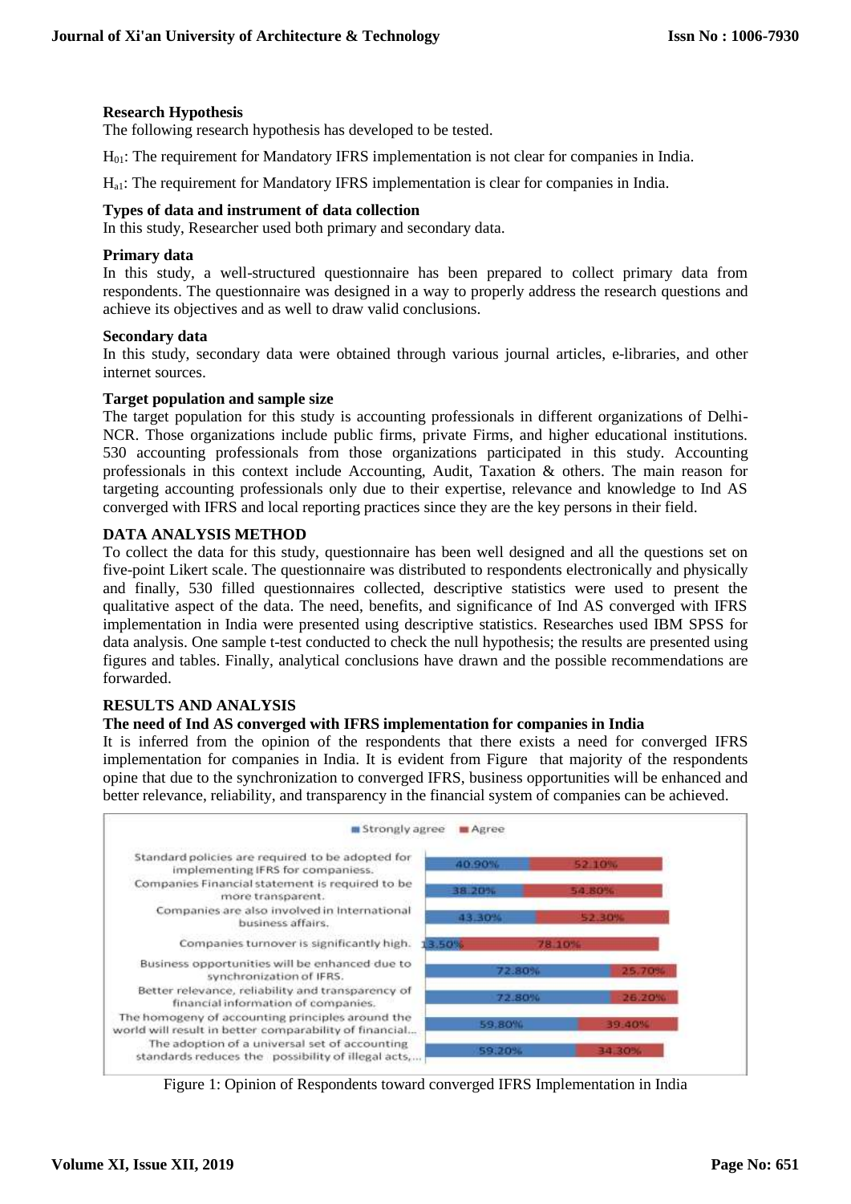### Research Hypothesis

The following research hypothesis has developed to be tested.

$H_{01}$: The requirement for Mandatory IFRS implementation is not clear for companies in India.

$H_{a1}$: The requirement for Mandatory IFRS implementation is clear for companies in India.

### Types of data and instrument of data collection

In this study, Researcher used both primary and secondary data.

### Primary data

In this study, a well-structured questionnaire has been prepared to collect primary data from respondents. The questionnaire was designed in a way to properly address the research questions and achieve its objectives and as well to draw valid conclusions.

### Secondary data

In this study, secondary data were obtained through various journal articles, e-libraries, and other internet sources.

### Target population and sample size

The target population for this study is accounting professionals in different organizations of Delhi-NCR. Those organizations include public firms, private Firms, and higher educational institutions. 530 accounting professionals from those organizations participated in this study. Accounting professionals in this context include Accounting, Audit, Taxation & others. The main reason for targeting accounting professionals only due to their expertise, relevance and knowledge to Ind AS converged with IFRS and local reporting practices since they are the key persons in their field.

## DATA ANALYSIS METHOD

To collect the data for this study, questionnaire has been well designed and all the questions set on five-point Likert scale. The questionnaire was distributed to respondents electronically and physically and finally, 530 filled questionnaires collected, descriptive statistics were used to present the qualitative aspect of the data. The need, benefits, and significance of Ind AS converged with IFRS implementation in India were presented using descriptive statistics. Researches used IBM SPSS for data analysis. One sample t-test conducted to check the null hypothesis; the results are presented using figures and tables. Finally, analytical conclusions have drawn and the possible recommendations are forwarded.

## RESULTS AND ANALYSIS

### The need of Ind AS converged with IFRS implementation for companies in India

It is inferred from the opinion of the respondents that there exists a need for converged IFRS implementation for companies in India. It is evident from Figure that majority of the respondents opine that due to the synchronization to converged IFRS, business opportunities will be enhanced and better relevance, reliability, and transparency in the financial system of companies can be achieved.

| Statement | Strongly agree | Agree |
|---|---|---|
| Standard policies are required to be adopted for implementing IFRS for companiess. | 40.90% | 52.10% |
| Companies Financial statement is required to be more transparent. | 38.20% | 54.80% |
| Companies are also involved in International business affairs. | 43.30% | 52.30% |
| Companies turnover is significantly high. | 13.50% | 78.10% |
| Business opportunities will be enhanced due to synchronization of IFRS. | 72.80% | 25.70% |
| Better relevance, reliability and transparency of financial information of companies. | 72.80% | 26.20% |
| The homogeny of accounting principles around the world will result in better comparability of financial... | 59.80% | 39.40% |
| The adoption of a universal set of accounting standards reduces the possibility of illegal acts,... | 59.20% | 34.30% |

Figure 1: Opinion of Respondents toward converged IFRS Implementation in India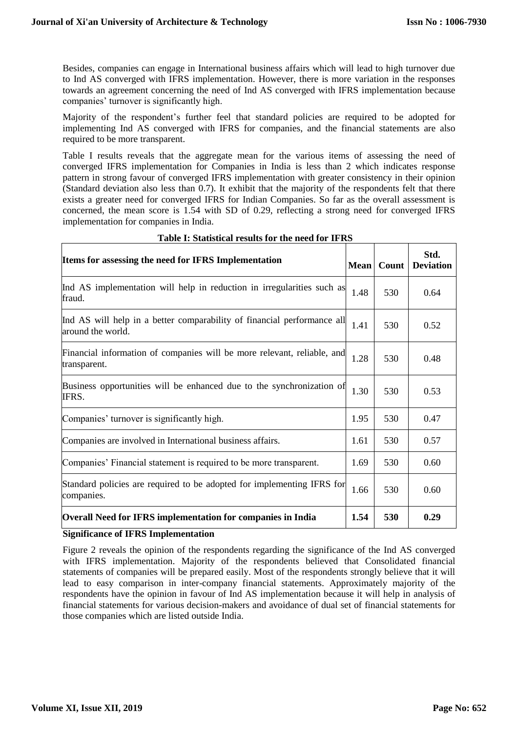Besides, companies can engage in International business affairs which will lead to high turnover due to Ind AS converged with IFRS implementation. However, there is more variation in the responses towards an agreement concerning the need of Ind AS converged with IFRS implementation because companies' turnover is significantly high.

Majority of the respondent's further feel that standard policies are required to be adopted for implementing Ind AS converged with IFRS for companies, and the financial statements are also required to be more transparent.

Table I results reveals that the aggregate mean for the various items of assessing the need of converged IFRS implementation for Companies in India is less than 2 which indicates response pattern in strong favour of converged IFRS implementation with greater consistency in their opinion (Standard deviation also less than 0.7). It exhibit that the majority of the respondents felt that there exists a greater need for converged IFRS for Indian Companies. So far as the overall assessment is concerned, the mean score is 1.54 with SD of 0.29, reflecting a strong need for converged IFRS implementation for companies in India.

**Table I: Statistical results for the need for IFRS**

| Items for assessing the need for IFRS Implementation | Mean | Count | Std. Deviation |
|---|---|---|---|
| Ind AS implementation will help in reduction in irregularities such as fraud. | 1.48 | 530 | 0.64 |
| Ind AS will help in a better comparability of financial performance all around the world. | 1.41 | 530 | 0.52 |
| Financial information of companies will be more relevant, reliable, and transparent. | 1.28 | 530 | 0.48 |
| Business opportunities will be enhanced due to the synchronization of IFRS. | 1.30 | 530 | 0.53 |
| Companies' turnover is significantly high. | 1.95 | 530 | 0.47 |
| Companies are involved in International business affairs. | 1.61 | 530 | 0.57 |
| Companies' Financial statement is required to be more transparent. | 1.69 | 530 | 0.60 |
| Standard policies are required to be adopted for implementing IFRS for companies. | 1.66 | 530 | 0.60 |
| **Overall Need for IFRS implementation for companies in India** | **1.54** | **530** | **0.29** |

**Significance of IFRS Implementation**

Figure 2 reveals the opinion of the respondents regarding the significance of the Ind AS converged with IFRS implementation. Majority of the respondents believed that Consolidated financial statements of companies will be prepared easily. Most of the respondents strongly believe that it will lead to easy comparison in inter-company financial statements. Approximately majority of the respondents have the opinion in favour of Ind AS implementation because it will help in analysis of financial statements for various decision-makers and avoidance of dual set of financial statements for those companies which are listed outside India.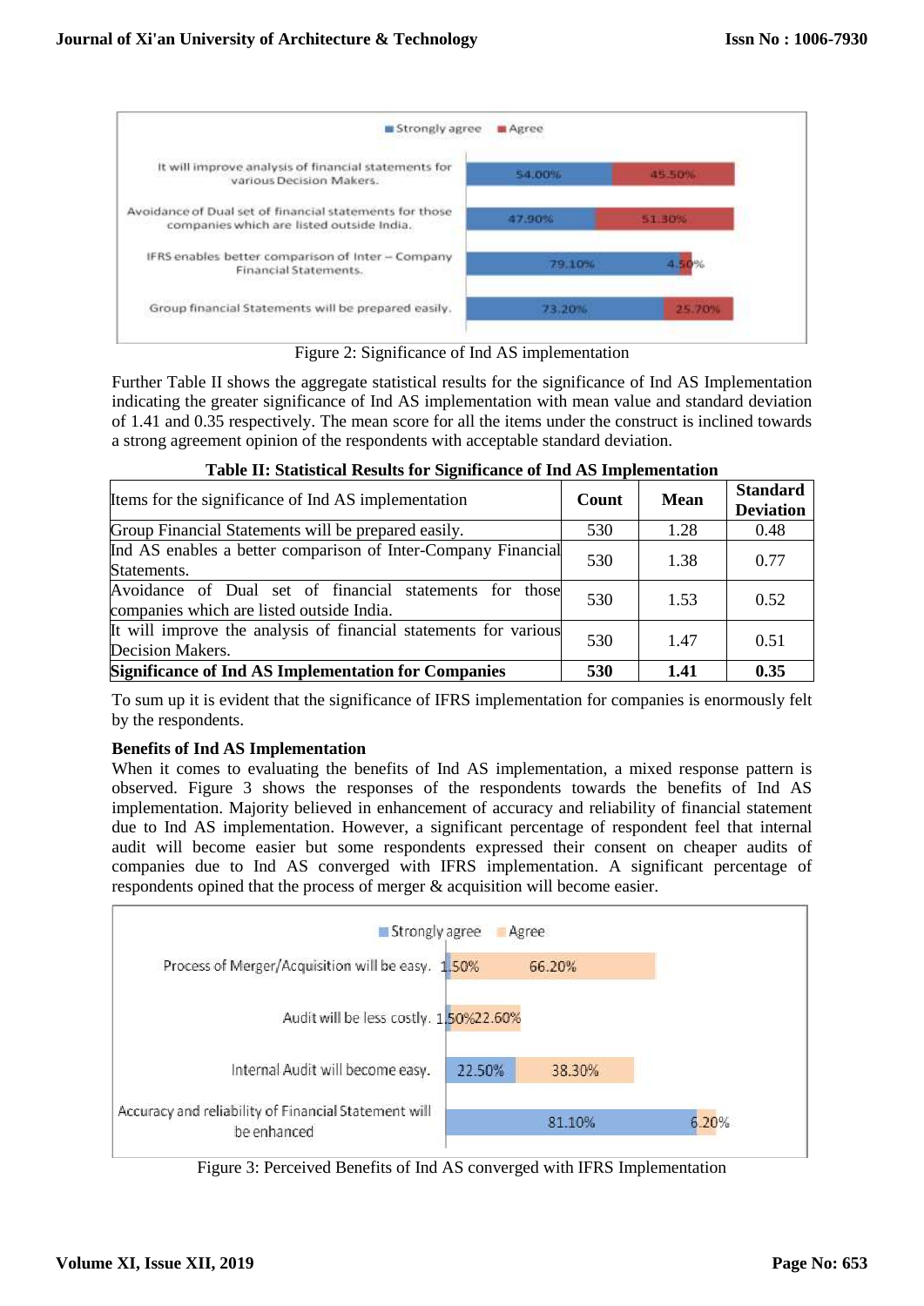Figure 2: Significance of Ind AS implementation

Further Table II shows the aggregate statistical results for the significance of Ind AS Implementation indicating the greater significance of Ind AS implementation with mean value and standard deviation of 1.41 and 0.35 respectively. The mean score for all the items under the construct is inclined towards a strong agreement opinion of the respondents with acceptable standard deviation.

**Table II: Statistical Results for Significance of Ind AS Implementation**

| Items for the significance of Ind AS implementation | Count | Mean | Standard Deviation |
|---|---|---|---|
| Group Financial Statements will be prepared easily. | 530 | 1.28 | 0.48 |
| Ind AS enables a better comparison of Inter-Company Financial Statements. | 530 | 1.38 | 0.77 |
| Avoidance of Dual set of financial statements for those companies which are listed outside India. | 530 | 1.53 | 0.52 |
| It will improve the analysis of financial statements for various Decision Makers. | 530 | 1.47 | 0.51 |
| **Significance of Ind AS Implementation for Companies** | **530** | **1.41** | **0.35** |

To sum up it is evident that the significance of IFRS implementation for companies is enormously felt by the respondents.

**Benefits of Ind AS Implementation**

When it comes to evaluating the benefits of Ind AS implementation, a mixed response pattern is observed. Figure 3 shows the responses of the respondents towards the benefits of Ind AS implementation. Majority believed in enhancement of accuracy and reliability of financial statement due to Ind AS implementation. However, a significant percentage of respondent feel that internal audit will become easier but some respondents expressed their consent on cheaper audits of companies due to Ind AS converged with IFRS implementation. A significant percentage of respondents opined that the process of merger & acquisition will become easier.

Figure 3: Perceived Benefits of Ind AS converged with IFRS Implementation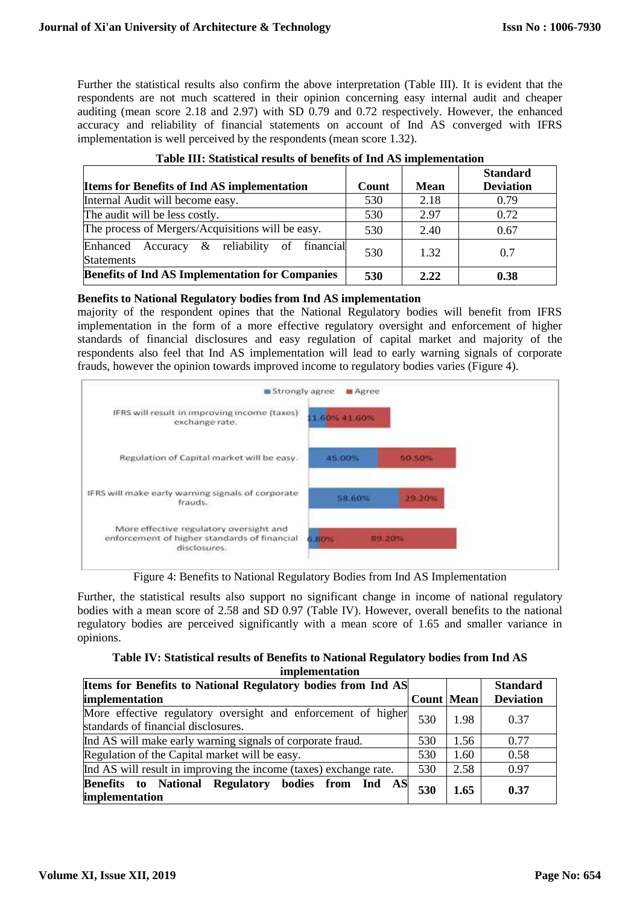Further the statistical results also confirm the above interpretation (Table III). It is evident that the respondents are not much scattered in their opinion concerning easy internal audit and cheaper auditing (mean score 2.18 and 2.97) with SD 0.79 and 0.72 respectively. However, the enhanced accuracy and reliability of financial statements on account of Ind AS converged with IFRS implementation is well perceived by the respondents (mean score 1.32).

**Table III: Statistical results of benefits of Ind AS implementation**

| Items for Benefits of Ind AS implementation | Count | Mean | Standard Deviation |
|---|---|---|---|
| Internal Audit will become easy. | 530 | 2.18 | 0.79 |
| The audit will be less costly. | 530 | 2.97 | 0.72 |
| The process of Mergers/Acquisitions will be easy. | 530 | 2.40 | 0.67 |
| Enhanced Accuracy & reliability of financial Statements | 530 | 1.32 | 0.7 |
| **Benefits of Ind AS Implementation for Companies** | **530** | **2.22** | **0.38** |

**Benefits to National Regulatory bodies from Ind AS implementation**

majority of the respondent opines that the National Regulatory bodies will benefit from IFRS implementation in the form of a more effective regulatory oversight and enforcement of higher standards of financial disclosures and easy regulation of capital market and majority of the respondents also feel that Ind AS implementation will lead to early warning signals of corporate frauds, however the opinion towards improved income to regulatory bodies varies (Figure 4).

| | Strongly agree | Agree |
|---|---|---|
| IFRS will result in improving income (taxes) exchange rate. | 11.60% | 41.60% |
| Regulation of Capital market will be easy. | 45.00% | 50.50% |
| IFRS will make early warning signals of corporate frauds. | 58.60% | 29.20% |
| More effective regulatory oversight and enforcement of higher standards of financial disclosures. | 6.80% | 89.20% |

Figure 4: Benefits to National Regulatory Bodies from Ind AS Implementation

Further, the statistical results also support no significant change in income of national regulatory bodies with a mean score of 2.58 and SD 0.97 (Table IV). However, overall benefits to the national regulatory bodies are perceived significantly with a mean score of 1.65 and smaller variance in opinions.

**Table IV: Statistical results of Benefits to National Regulatory bodies from Ind AS implementation**

| Items for Benefits to National Regulatory bodies from Ind AS implementation | Count | Mean | Standard Deviation |
|---|---|---|---|
| More effective regulatory oversight and enforcement of higher standards of financial disclosures. | 530 | 1.98 | 0.37 |
| Ind AS will make early warning signals of corporate fraud. | 530 | 1.56 | 0.77 |
| Regulation of the Capital market will be easy. | 530 | 1.60 | 0.58 |
| Ind AS will result in improving the income (taxes) exchange rate. | 530 | 2.58 | 0.97 |
| **Benefits to National Regulatory bodies from Ind AS implementation** | **530** | **1.65** | **0.37** |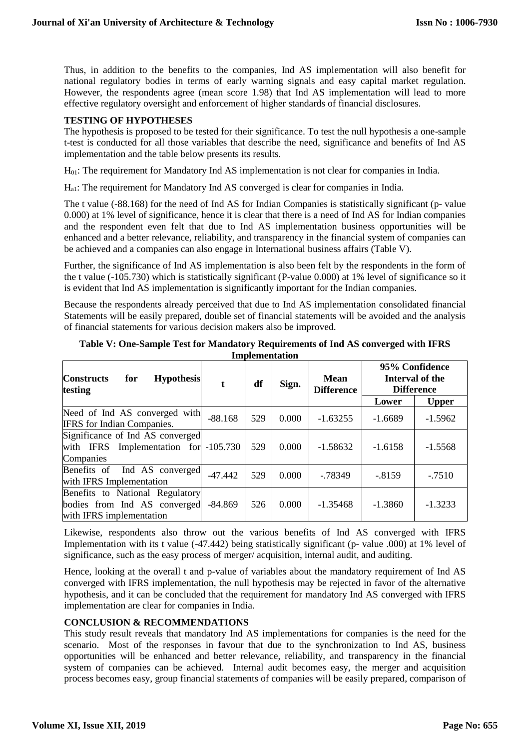Thus, in addition to the benefits to the companies, Ind AS implementation will also benefit for national regulatory bodies in terms of early warning signals and easy capital market regulation. However, the respondents agree (mean score 1.98) that Ind AS implementation will lead to more effective regulatory oversight and enforcement of higher standards of financial disclosures.

**TESTING OF HYPOTHESES**

The hypothesis is proposed to be tested for their significance. To test the null hypothesis a one-sample t-test is conducted for all those variables that describe the need, significance and benefits of Ind AS implementation and the table below presents its results.

$H_{01}$: The requirement for Mandatory Ind AS implementation is not clear for companies in India.

$H_{a1}$: The requirement for Mandatory Ind AS converged is clear for companies in India.

The t value (-88.168) for the need of Ind AS for Indian Companies is statistically significant (p- value 0.000) at 1% level of significance, hence it is clear that there is a need of Ind AS for Indian companies and the respondent even felt that due to Ind AS implementation business opportunities will be enhanced and a better relevance, reliability, and transparency in the financial system of companies can be achieved and a companies can also engage in International business affairs (Table V).

Further, the significance of Ind AS implementation is also been felt by the respondents in the form of the t value (-105.730) which is statistically significant (P-value 0.000) at 1% level of significance so it is evident that Ind AS implementation is significantly important for the Indian companies.

Because the respondents already perceived that due to Ind AS implementation consolidated financial Statements will be easily prepared, double set of financial statements will be avoided and the analysis of financial statements for various decision makers also be improved.

**Table V: One-Sample Test for Mandatory Requirements of Ind AS converged with IFRS Implementation**

| Constructs for Hypothesis testing | t | df | Sign. | Mean Difference | 95% Confidence Interval of the Difference | |
|---|---|---|---|---|---|---|
| | | | | | Lower | Upper |
| Need of Ind AS converged with IFRS for Indian Companies. | -88.168 | 529 | 0.000 | -1.63255 | -1.6689 | -1.5962 |
| Significance of Ind AS converged with IFRS Implementation for Companies | -105.730 | 529 | 0.000 | -1.58632 | -1.6158 | -1.5568 |
| Benefits of Ind AS converged with IFRS Implementation | -47.442 | 529 | 0.000 | -.78349 | -.8159 | -.7510 |
| Benefits to National Regulatory bodies from Ind AS converged with IFRS implementation | -84.869 | 526 | 0.000 | -1.35468 | -1.3860 | -1.3233 |

Likewise, respondents also throw out the various benefits of Ind AS converged with IFRS Implementation with its t value (-47.442) being statistically significant (p- value .000) at 1% level of significance, such as the easy process of merger/ acquisition, internal audit, and auditing.

Hence, looking at the overall t and p-value of variables about the mandatory requirement of Ind AS converged with IFRS implementation, the null hypothesis may be rejected in favor of the alternative hypothesis, and it can be concluded that the requirement for mandatory Ind AS converged with IFRS implementation are clear for companies in India.

**CONCLUSION & RECOMMENDATIONS**

This study result reveals that mandatory Ind AS implementations for companies is the need for the scenario. Most of the responses in favour that due to the synchronization to Ind AS, business opportunities will be enhanced and better relevance, reliability, and transparency in the financial system of companies can be achieved. Internal audit becomes easy, the merger and acquisition process becomes easy, group financial statements of companies will be easily prepared, comparison of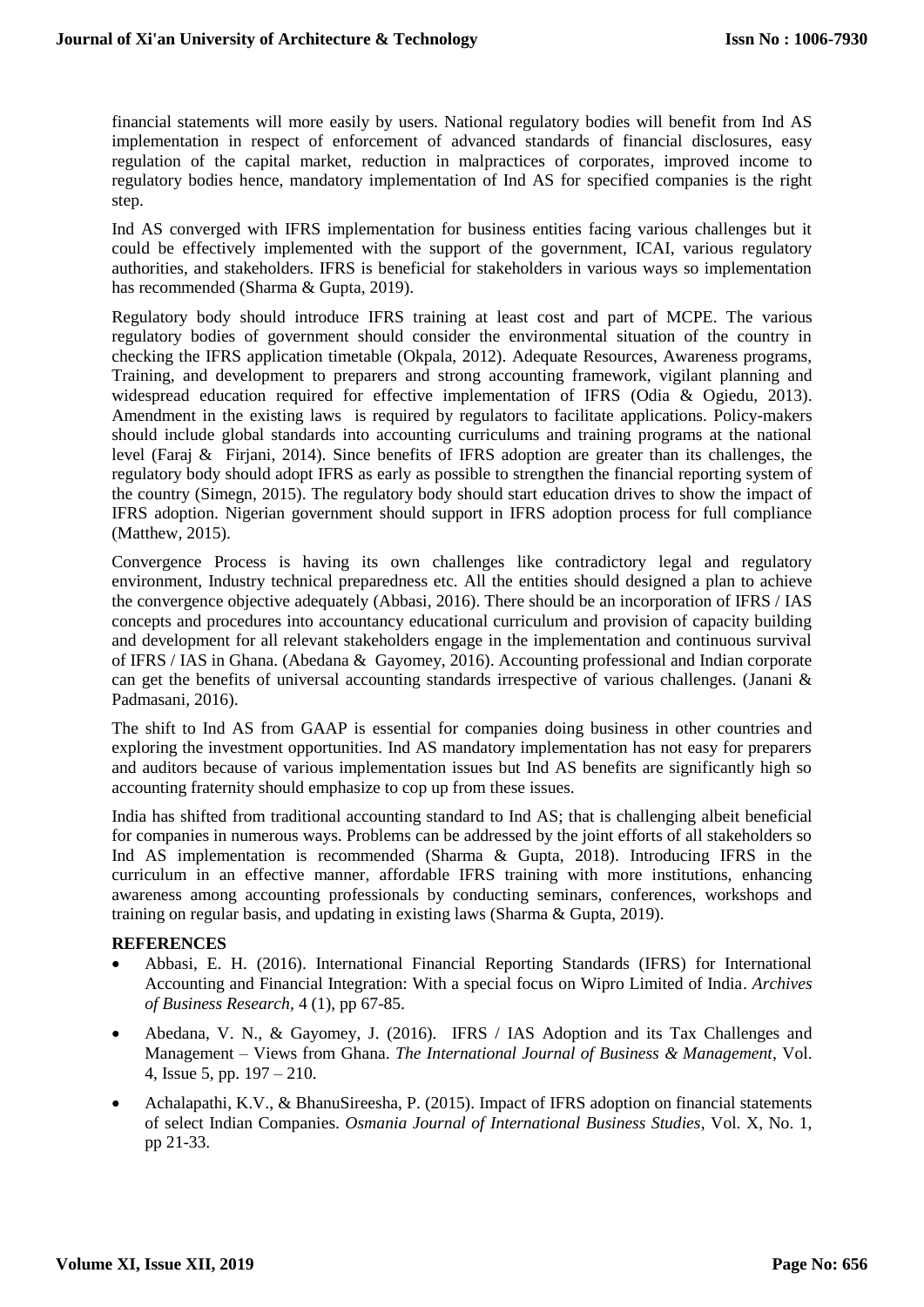financial statements will more easily by users. National regulatory bodies will benefit from Ind AS implementation in respect of enforcement of advanced standards of financial disclosures, easy regulation of the capital market, reduction in malpractices of corporates, improved income to regulatory bodies hence, mandatory implementation of Ind AS for specified companies is the right step.

Ind AS converged with IFRS implementation for business entities facing various challenges but it could be effectively implemented with the support of the government, ICAI, various regulatory authorities, and stakeholders. IFRS is beneficial for stakeholders in various ways so implementation has recommended (Sharma & Gupta, 2019).

Regulatory body should introduce IFRS training at least cost and part of MCPE. The various regulatory bodies of government should consider the environmental situation of the country in checking the IFRS application timetable (Okpala, 2012). Adequate Resources, Awareness programs, Training, and development to preparers and strong accounting framework, vigilant planning and widespread education required for effective implementation of IFRS (Odia & Ogiedu, 2013). Amendment in the existing laws is required by regulators to facilitate applications. Policy-makers should include global standards into accounting curriculums and training programs at the national level (Faraj & Firjani, 2014). Since benefits of IFRS adoption are greater than its challenges, the regulatory body should adopt IFRS as early as possible to strengthen the financial reporting system of the country (Simegn, 2015). The regulatory body should start education drives to show the impact of IFRS adoption. Nigerian government should support in IFRS adoption process for full compliance (Matthew, 2015).

Convergence Process is having its own challenges like contradictory legal and regulatory environment, Industry technical preparedness etc. All the entities should designed a plan to achieve the convergence objective adequately (Abbasi, 2016). There should be an incorporation of IFRS / IAS concepts and procedures into accountancy educational curriculum and provision of capacity building and development for all relevant stakeholders engage in the implementation and continuous survival of IFRS / IAS in Ghana. (Abedana & Gayomey, 2016). Accounting professional and Indian corporate can get the benefits of universal accounting standards irrespective of various challenges. (Janani & Padmasani, 2016).

The shift to Ind AS from GAAP is essential for companies doing business in other countries and exploring the investment opportunities. Ind AS mandatory implementation has not easy for preparers and auditors because of various implementation issues but Ind AS benefits are significantly high so accounting fraternity should emphasize to cop up from these issues.

India has shifted from traditional accounting standard to Ind AS; that is challenging albeit beneficial for companies in numerous ways. Problems can be addressed by the joint efforts of all stakeholders so Ind AS implementation is recommended (Sharma & Gupta, 2018). Introducing IFRS in the curriculum in an effective manner, affordable IFRS training with more institutions, enhancing awareness among accounting professionals by conducting seminars, conferences, workshops and training on regular basis, and updating in existing laws (Sharma & Gupta, 2019).

## REFERENCES

- Abbasi, E. H. (2016). International Financial Reporting Standards (IFRS) for International Accounting and Financial Integration: With a special focus on Wipro Limited of India. *Archives of Business Research*, 4 (1), pp 67-85.
- Abedana, V. N., & Gayomey, J. (2016). IFRS / IAS Adoption and its Tax Challenges and Management – Views from Ghana. *The International Journal of Business & Management*, Vol. 4, Issue 5, pp. 197 – 210.
- Achalapathi, K.V., & BhanuSireesha, P. (2015). Impact of IFRS adoption on financial statements of select Indian Companies. *Osmania Journal of International Business Studies*, Vol. X, No. 1, pp 21-33.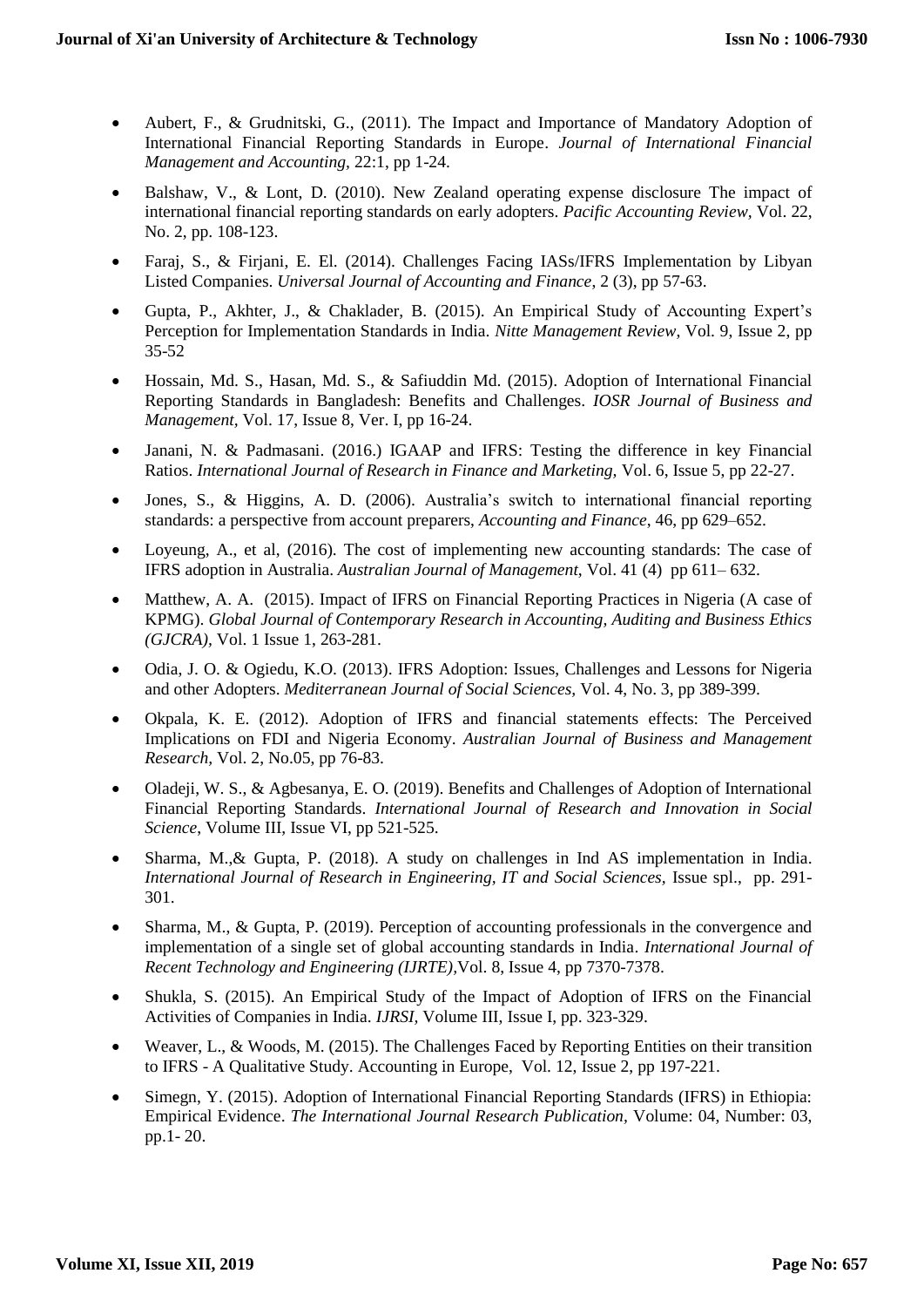- Aubert, F., & Grudnitski, G., (2011). The Impact and Importance of Mandatory Adoption of International Financial Reporting Standards in Europe. *Journal of International Financial Management and Accounting,* 22:1, pp 1-24.
- Balshaw, V., & Lont, D. (2010). New Zealand operating expense disclosure The impact of international financial reporting standards on early adopters. *Pacific Accounting Review,* Vol. 22, No. 2, pp. 108-123.
- Faraj, S., & Firjani, E. El. (2014). Challenges Facing IASs/IFRS Implementation by Libyan Listed Companies. *Universal Journal of Accounting and Finance*, 2 (3), pp 57-63.
- Gupta, P., Akhter, J., & Chaklader, B. (2015). An Empirical Study of Accounting Expert's Perception for Implementation Standards in India. *Nitte Management Review*, Vol. 9, Issue 2, pp 35-52
- Hossain, Md. S., Hasan, Md. S., & Safiuddin Md. (2015). Adoption of International Financial Reporting Standards in Bangladesh: Benefits and Challenges. *IOSR Journal of Business and Management*, Vol. 17, Issue 8, Ver. I, pp 16-24.
- Janani, N. & Padmasani. (2016.) IGAAP and IFRS: Testing the difference in key Financial Ratios. *International Journal of Research in Finance and Marketing,* Vol. 6, Issue 5, pp 22-27.
- Jones, S., & Higgins, A. D. (2006). Australia's switch to international financial reporting standards: a perspective from account preparers, *Accounting and Finance*, 46, pp 629–652.
- Loyeung, A., et al, (2016). The cost of implementing new accounting standards: The case of IFRS adoption in Australia. *Australian Journal of Management*, Vol. 41 (4) pp 611– 632.
- Matthew, A. A. (2015). Impact of IFRS on Financial Reporting Practices in Nigeria (A case of KPMG). *Global Journal of Contemporary Research in Accounting, Auditing and Business Ethics (GJCRA),* Vol. 1 Issue 1, 263-281.
- Odia, J. O. & Ogiedu, K.O. (2013). IFRS Adoption: Issues, Challenges and Lessons for Nigeria and other Adopters. *Mediterranean Journal of Social Sciences,* Vol. 4, No. 3, pp 389-399.
- Okpala, K. E. (2012). Adoption of IFRS and financial statements effects: The Perceived Implications on FDI and Nigeria Economy. *Australian Journal of Business and Management Research,* Vol. 2, No.05, pp 76-83.
- Oladeji, W. S., & Agbesanya, E. O. (2019). Benefits and Challenges of Adoption of International Financial Reporting Standards. *International Journal of Research and Innovation in Social Science*, Volume III, Issue VI, pp 521-525.
- Sharma, M.,& Gupta, P. (2018). A study on challenges in Ind AS implementation in India. *International Journal of Research in Engineering, IT and Social Sciences,* Issue spl., pp. 291-301.
- Sharma, M., & Gupta, P. (2019). Perception of accounting professionals in the convergence and implementation of a single set of global accounting standards in India. *International Journal of Recent Technology and Engineering (IJRTE)*,Vol. 8, Issue 4, pp 7370-7378.
- Shukla, S. (2015). An Empirical Study of the Impact of Adoption of IFRS on the Financial Activities of Companies in India. *IJRSI,* Volume III, Issue I, pp. 323-329.
- Weaver, L., & Woods, M. (2015). The Challenges Faced by Reporting Entities on their transition to IFRS - A Qualitative Study. Accounting in Europe, Vol. 12, Issue 2, pp 197-221.
- Simegn, Y. (2015). Adoption of International Financial Reporting Standards (IFRS) in Ethiopia: Empirical Evidence. *The International Journal Research Publication*, Volume: 04, Number: 03, pp.1- 20.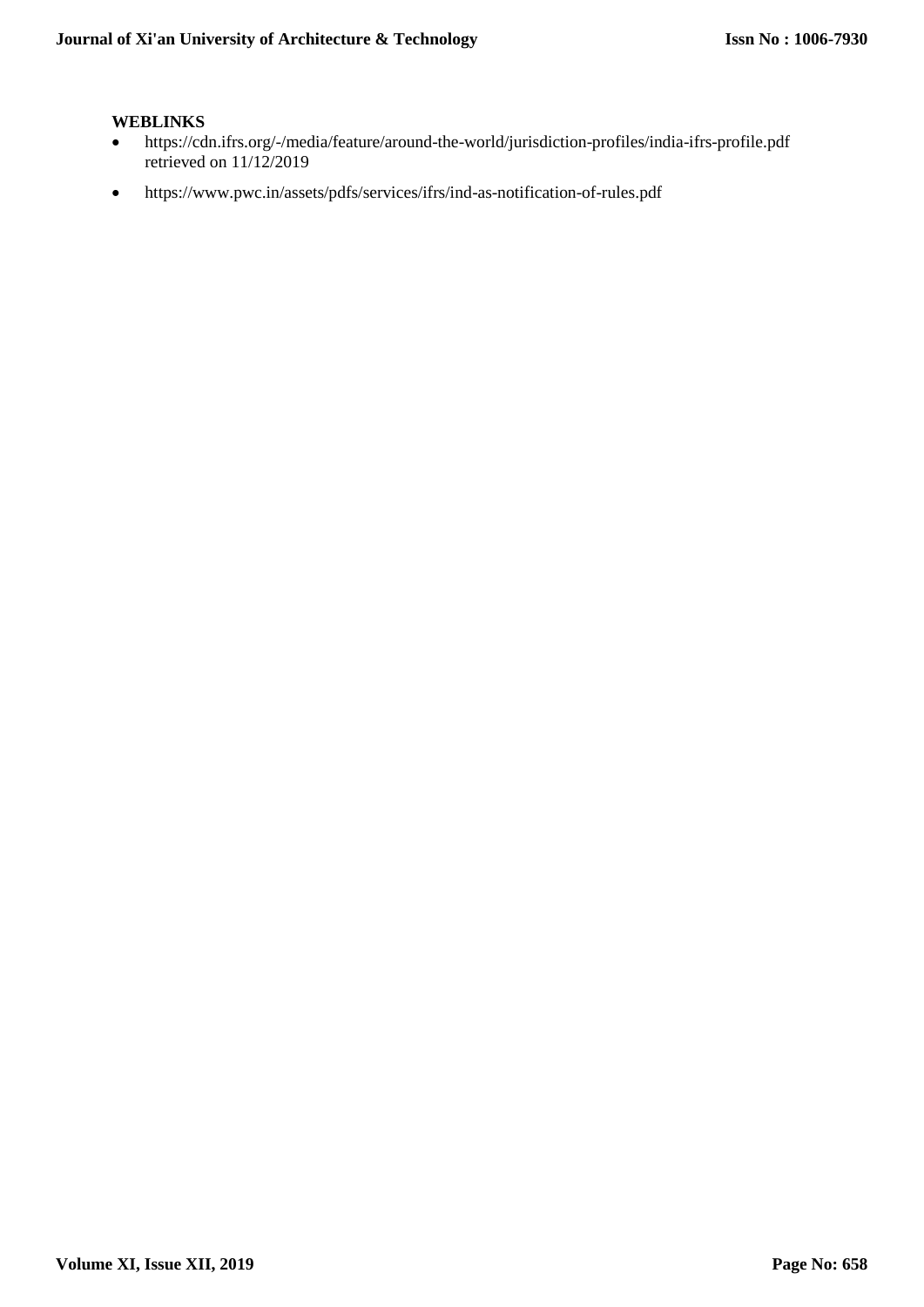**WEBLINKS**

- https://cdn.ifrs.org/-/media/feature/around-the-world/jurisdiction-profiles/india-ifrs-profile.pdf retrieved on 11/12/2019
- https://www.pwc.in/assets/pdfs/services/ifrs/ind-as-notification-of-rules.pdf